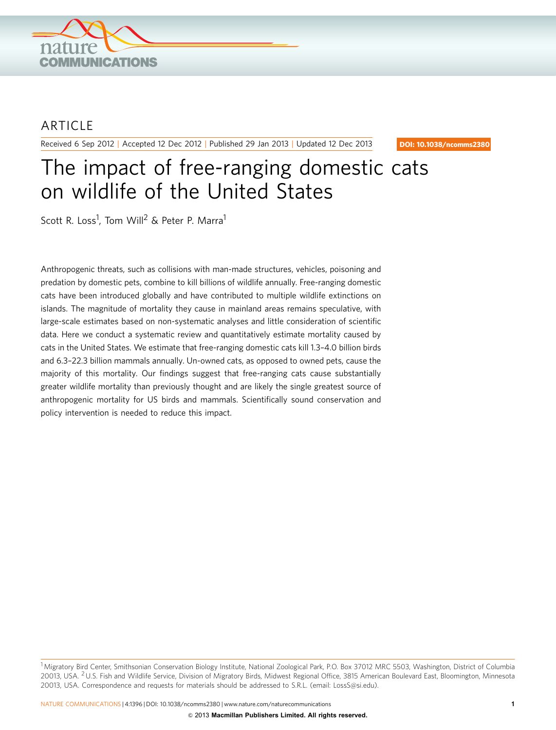ARTICLE

Received 6 Sep 2012 | Accepted 12 Dec 2012 | Published 29 Jan 2013 | Updated 12 Dec 2013

DOI: 10.1038/ncomms2380

# The impact of free-ranging domestic cats on wildlife of the United States

Scott R. Loss[1], Tom Will[2] & Peter P. Marra[1]

Anthropogenic threats, such as collisions with man-made structures, vehicles, poisoning and predation by domestic pets, combine to kill billions of wildlife annually. Free-ranging domestic cats have been introduced globally and have contributed to multiple wildlife extinctions on islands. The magnitude of mortality they cause in mainland areas remains speculative, with large-scale estimates based on non-systematic analyses and little consideration of scientific data. Here we conduct a systematic review and quantitatively estimate mortality caused by cats in the United States. We estimate that free-ranging domestic cats kill 1.3–4.0 billion birds and 6.3–22.3 billion mammals annually. Un-owned cats, as opposed to owned pets, cause the majority of this mortality. Our findings suggest that free-ranging cats cause substantially greater wildlife mortality than previously thought and are likely the single greatest source of anthropogenic mortality for US birds and mammals. Scientifically sound conservation and policy intervention is needed to reduce this impact.

[1] Migratory Bird Center, Smithsonian Conservation Biology Institute, National Zoological Park, P.O. Box 37012 MRC 5503, Washington, District of Columbia 20013, USA. [2] U.S. Fish and Wildlife Service, Division of Migratory Birds, Midwest Regional Office, 3815 American Boulevard East, Bloomington, Minnesota 20013, USA. Correspondence and requests for materials should be addressed to S.R.L. (email: LossS@si.edu).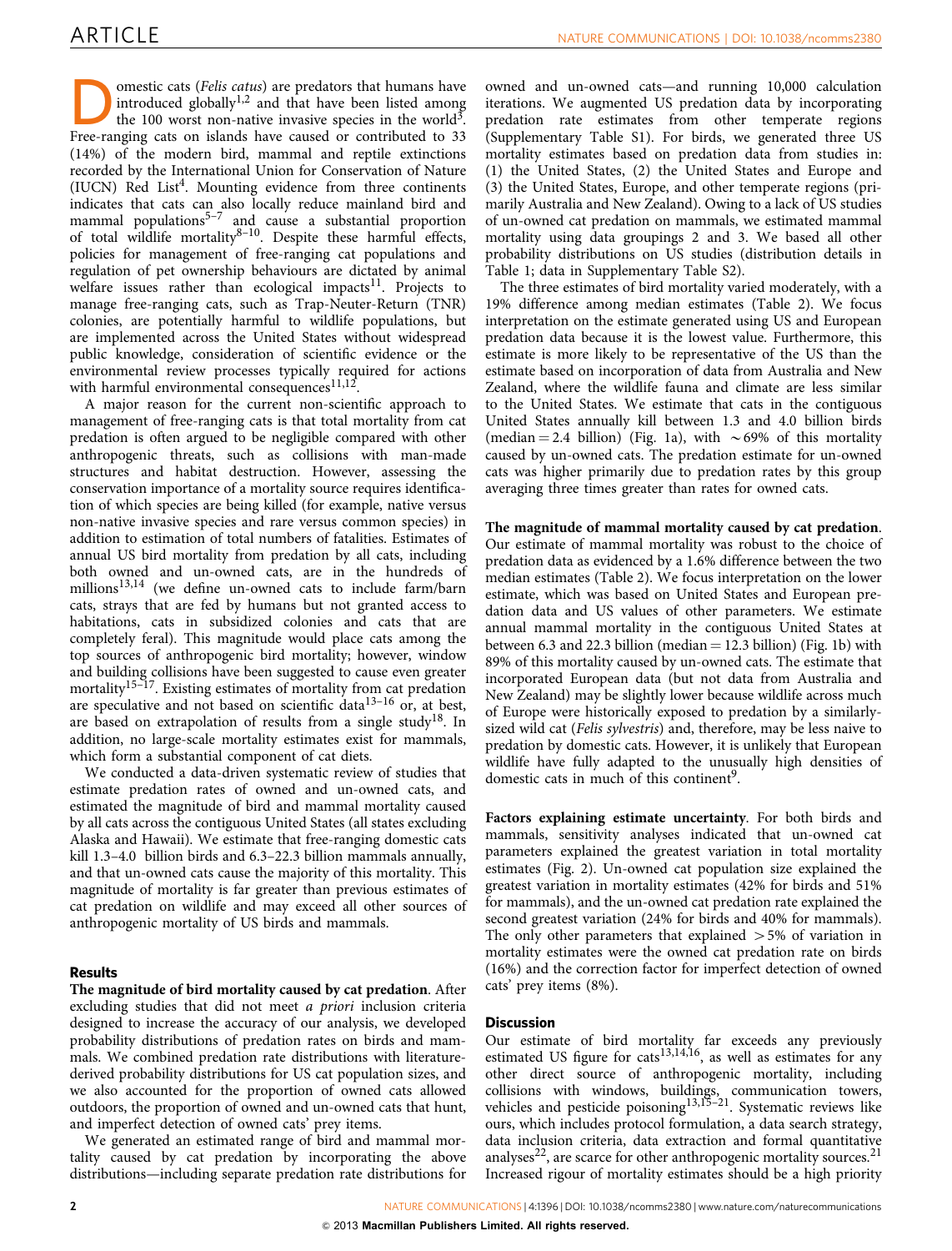Domestic cats (*Felis catus*) are predators that humans have introduced globally[1,2] and that have been listed among the 100 worst non-native invasive species in the world[3]. Free-ranging cats on islands have caused or contributed to 33 (14%) of the modern bird, mammal and reptile extinctions recorded by the International Union for Conservation of Nature (IUCN) Red List[4]. Mounting evidence from three continents indicates that cats can also locally reduce mainland bird and mammal populations[5–7] and cause a substantial proportion of total wildlife mortality[8–10]. Despite these harmful effects, policies for management of free-ranging cat populations and regulation of pet ownership behaviours are dictated by animal welfare issues rather than ecological impacts[11]. Projects to manage free-ranging cats, such as Trap-Neuter-Return (TNR) colonies, are potentially harmful to wildlife populations, but are implemented across the United States without widespread public knowledge, consideration of scientific evidence or the environmental review processes typically required for actions with harmful environmental consequences[11,12].

A major reason for the current non-scientific approach to management of free-ranging cats is that total mortality from cat predation is often argued to be negligible compared with other anthropogenic threats, such as collisions with man-made structures and habitat destruction. However, assessing the conservation importance of a mortality source requires identification of which species are being killed (for example, native versus non-native invasive species and rare versus common species) in addition to estimation of total numbers of fatalities. Estimates of annual US bird mortality from predation by all cats, including both owned and un-owned cats, are in the hundreds of millions[13,14] (we define un-owned cats to include farm/barn cats, strays that are fed by humans but not granted access to habitations, cats in subsidized colonies and cats that are completely feral). This magnitude would place cats among the top sources of anthropogenic bird mortality; however, window and building collisions have been suggested to cause even greater mortality[15–17]. Existing estimates of mortality from cat predation are speculative and not based on scientific data[13–16] or, at best, are based on extrapolation of results from a single study[18]. In addition, no large-scale mortality estimates exist for mammals, which form a substantial component of cat diets.

We conducted a data-driven systematic review of studies that estimate predation rates of owned and un-owned cats, and estimated the magnitude of bird and mammal mortality caused by all cats across the contiguous United States (all states excluding Alaska and Hawaii). We estimate that free-ranging domestic cats kill 1.3–4.0 billion birds and 6.3–22.3 billion mammals annually, and that un-owned cats cause the majority of this mortality. This magnitude of mortality is far greater than previous estimates of cat predation on wildlife and may exceed all other sources of anthropogenic mortality of US birds and mammals.

## Results

**The magnitude of bird mortality caused by cat predation**. After excluding studies that did not meet *a priori* inclusion criteria designed to increase the accuracy of our analysis, we developed probability distributions of predation rates on birds and mammals. We combined predation rate distributions with literature-derived probability distributions for US cat population sizes, and we also accounted for the proportion of owned cats allowed outdoors, the proportion of owned and un-owned cats that hunt, and imperfect detection of owned cats' prey items.

We generated an estimated range of bird and mammal mortality caused by cat predation by incorporating the above distributions—including separate predation rate distributions for owned and un-owned cats—and running 10,000 calculation iterations. We augmented US predation data by incorporating predation rate estimates from other temperate regions (Supplementary Table S1). For birds, we generated three US mortality estimates based on predation data from studies in: (1) the United States, (2) the United States and Europe and (3) the United States, Europe, and other temperate regions (primarily Australia and New Zealand). Owing to a lack of US studies of un-owned cat predation on mammals, we estimated mammal mortality using data groupings 2 and 3. We based all other probability distributions on US studies (distribution details in Table 1; data in Supplementary Table S2).

The three estimates of bird mortality varied moderately, with a 19% difference among median estimates (Table 2). We focus interpretation on the estimate generated using US and European predation data because it is the lowest value. Furthermore, this estimate is more likely to be representative of the US than the estimate based on incorporation of data from Australia and New Zealand, where the wildlife fauna and climate are less similar to the United States. We estimate that cats in the contiguous United States annually kill between 1.3 and 4.0 billion birds (median = 2.4 billion) (Fig. 1a), with ~69% of this mortality caused by un-owned cats. The predation estimate for un-owned cats was higher primarily due to predation rates by this group averaging three times greater than rates for owned cats.

**The magnitude of mammal mortality caused by cat predation**. Our estimate of mammal mortality was robust to the choice of predation data as evidenced by a 1.6% difference between the two median estimates (Table 2). We focus interpretation on the lower estimate, which was based on United States and European predation data and US values of other parameters. We estimate annual mammal mortality in the contiguous United States at between 6.3 and 22.3 billion (median = 12.3 billion) (Fig. 1b) with 89% of this mortality caused by un-owned cats. The estimate that incorporated European data (but not data from Australia and New Zealand) may be slightly lower because wildlife across much of Europe were historically exposed to predation by a similarly-sized wild cat (*Felis sylvestris*) and, therefore, may be less naive to predation by domestic cats. However, it is unlikely that European wildlife have fully adapted to the unusually high densities of domestic cats in much of this continent[9].

**Factors explaining estimate uncertainty**. For both birds and mammals, sensitivity analyses indicated that un-owned cat parameters explained the greatest variation in total mortality estimates (Fig. 2). Un-owned cat population size explained the greatest variation in mortality estimates (42% for birds and 51% for mammals), and the un-owned cat predation rate explained the second greatest variation (24% for birds and 40% for mammals). The only other parameters that explained >5% of variation in mortality estimates were the owned cat predation rate on birds (16%) and the correction factor for imperfect detection of owned cats' prey items (8%).

## Discussion

Our estimate of bird mortality far exceeds any previously estimated US figure for cats[13,14,16], as well as estimates for any other direct source of anthropogenic mortality, including collisions with windows, buildings, communication towers, vehicles and pesticide poisoning[13,15–21]. Systematic reviews like ours, which includes protocol formulation, a data search strategy, data inclusion criteria, data extraction and formal quantitative analyses[22], are scarce for other anthropogenic mortality sources.[21] Increased rigour of mortality estimates should be a high priority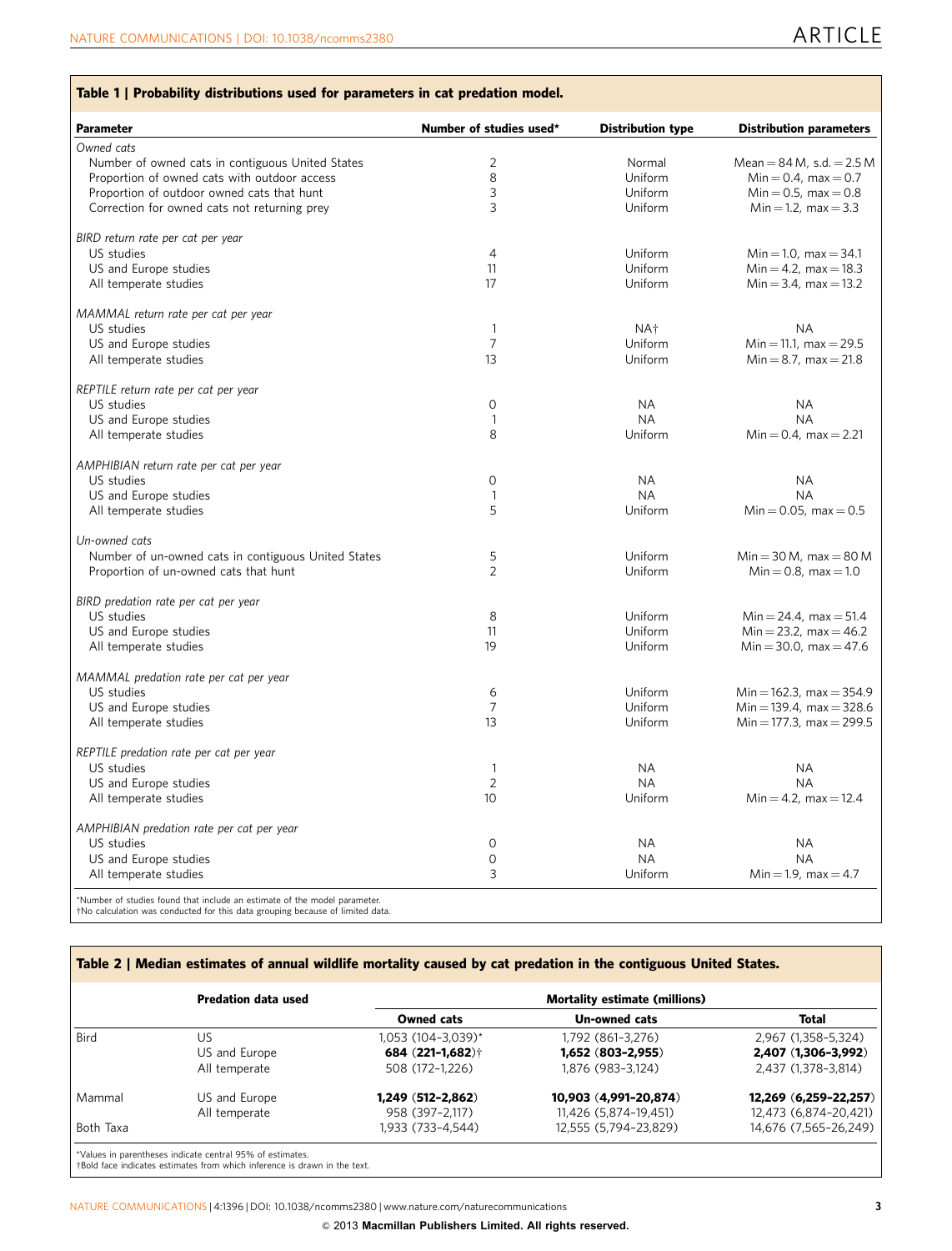**Table 1 | Probability distributions used for parameters in cat predation model.**

| Parameter | Number of studies used* | Distribution type | Distribution parameters |
|---|---|---|---|
| *Owned cats* | | | |
| Number of owned cats in contiguous United States | 2 | Normal | Mean = 84 M, s.d. = 2.5 M |
| Proportion of owned cats with outdoor access | 8 | Uniform | Min = 0.4, max = 0.7 |
| Proportion of outdoor owned cats that hunt | 3 | Uniform | Min = 0.5, max = 0.8 |
| Correction for owned cats not returning prey | 3 | Uniform | Min = 1.2, max = 3.3 |
| *BIRD return rate per cat per year* | | | |
| US studies | 4 | Uniform | Min = 1.0, max = 34.1 |
| US and Europe studies | 11 | Uniform | Min = 4.2, max = 18.3 |
| All temperate studies | 17 | Uniform | Min = 3.4, max = 13.2 |
| *MAMMAL return rate per cat per year* | | | |
| US studies | 1 | NA† | NA |
| US and Europe studies | 7 | Uniform | Min = 11.1, max = 29.5 |
| All temperate studies | 13 | Uniform | Min = 8.7, max = 21.8 |
| *REPTILE return rate per cat per year* | | | |
| US studies | 0 | NA | NA |
| US and Europe studies | 1 | NA | NA |
| All temperate studies | 8 | Uniform | Min = 0.4, max = 2.21 |
| *AMPHIBIAN return rate per cat per year* | | | |
| US studies | 0 | NA | NA |
| US and Europe studies | 1 | NA | NA |
| All temperate studies | 5 | Uniform | Min = 0.05, max = 0.5 |
| *Un-owned cats* | | | |
| Number of un-owned cats in contiguous United States | 5 | Uniform | Min = 30 M, max = 80 M |
| Proportion of un-owned cats that hunt | 2 | Uniform | Min = 0.8, max = 1.0 |
| *BIRD predation rate per cat per year* | | | |
| US studies | 8 | Uniform | Min = 24.4, max = 51.4 |
| US and Europe studies | 11 | Uniform | Min = 23.2, max = 46.2 |
| All temperate studies | 19 | Uniform | Min = 30.0, max = 47.6 |
| *MAMMAL predation rate per cat per year* | | | |
| US studies | 6 | Uniform | Min = 162.3, max = 354.9 |
| US and Europe studies | 7 | Uniform | Min = 139.4, max = 328.6 |
| All temperate studies | 13 | Uniform | Min = 177.3, max = 299.5 |
| *REPTILE predation rate per cat per year* | | | |
| US studies | 1 | NA | NA |
| US and Europe studies | 2 | NA | NA |
| All temperate studies | 10 | Uniform | Min = 4.2, max = 12.4 |
| *AMPHIBIAN predation rate per cat per year* | | | |
| US studies | 0 | NA | NA |
| US and Europe studies | 0 | NA | NA |
| All temperate studies | 3 | Uniform | Min = 1.9, max = 4.7 |

*Number of studies found that include an estimate of the model parameter.
†No calculation was conducted for this data grouping because of limited data.

**Table 2 | Median estimates of annual wildlife mortality caused by cat predation in the contiguous United States.**

| | Predation data used | Mortality estimate (millions) | | |
|---|---|---|---|---|
| | | Owned cats | Un-owned cats | Total |
| Bird | US | 1,053 (104–3,039)* | 1,792 (861–3,276) | 2,967 (1,358–5,324) |
| | US and Europe | **684 (221–1,682)**† | **1,652 (803–2,955)** | **2,407 (1,306–3,992)** |
| | All temperate | 508 (172–1,226) | 1,876 (983–3,124) | 2,437 (1,378–3,814) |
| Mammal | US and Europe | **1,249 (512–2,862)** | **10,903 (4,991–20,874)** | **12,269 (6,259–22,257)** |
| | All temperate | 958 (397–2,117) | 11,426 (5,874–19,451) | 12,473 (6,874–20,421) |
| Both Taxa | | 1,933 (733–4,544) | 12,555 (5,794–23,829) | 14,676 (7,565–26,249) |

*Values in parentheses indicate central 95% of estimates.
†Bold face indicates estimates from which inference is drawn in the text.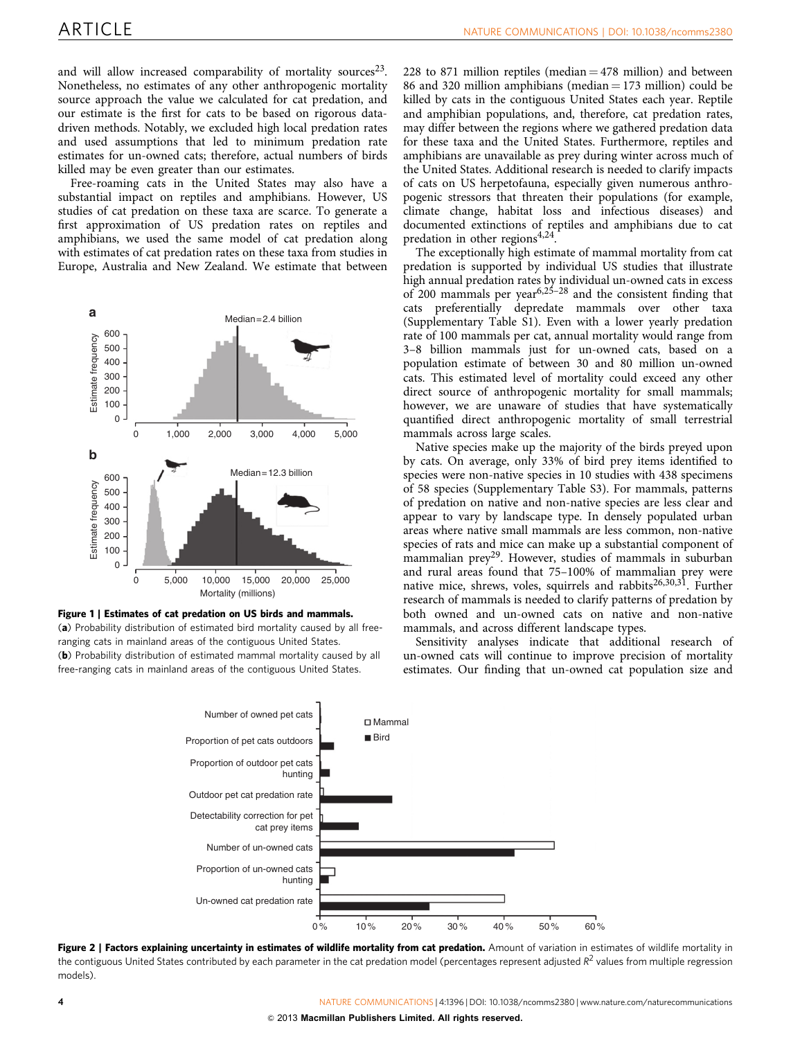and will allow increased comparability of mortality sources[23]. Nonetheless, no estimates of any other anthropogenic mortality source approach the value we calculated for cat predation, and our estimate is the first for cats to be based on rigorous data-driven methods. Notably, we excluded high local predation rates and used assumptions that led to minimum predation rate estimates for un-owned cats; therefore, actual numbers of birds killed may be even greater than our estimates.

Free-roaming cats in the United States may also have a substantial impact on reptiles and amphibians. However, US studies of cat predation on these taxa are scarce. To generate a first approximation of US predation rates on reptiles and amphibians, we used the same model of cat predation along with estimates of cat predation rates on these taxa from studies in Europe, Australia and New Zealand. We estimate that between 228 to 871 million reptiles (median = 478 million) and between 86 and 320 million amphibians (median = 173 million) could be killed by cats in the contiguous United States each year. Reptile and amphibian populations, and, therefore, cat predation rates, may differ between the regions where we gathered predation data for these taxa and the United States. Furthermore, reptiles and amphibians are unavailable as prey during winter across much of the United States. Additional research is needed to clarify impacts of cats on US herpetofauna, especially given numerous anthropogenic stressors that threaten their populations (for example, climate change, habitat loss and infectious diseases) and documented extinctions of reptiles and amphibians due to cat predation in other regions[4,24].

The exceptionally high estimate of mammal mortality from cat predation is supported by individual US studies that illustrate high annual predation rates by individual un-owned cats in excess of 200 mammals per year[6,25–28] and the consistent finding that cats preferentially depredate mammals over other taxa (Supplementary Table S1). Even with a lower yearly predation rate of 100 mammals per cat, annual mortality would range from 3–8 billion mammals just for un-owned cats, based on a population estimate of between 30 and 80 million un-owned cats. This estimated level of mortality could exceed any other direct source of anthropogenic mortality for small mammals; however, we are unaware of studies that have systematically quantified direct anthropogenic mortality of small terrestrial mammals across large scales.

Native species make up the majority of the birds preyed upon by cats. On average, only 33% of bird prey items identified to species were non-native species in 10 studies with 438 specimens of 58 species (Supplementary Table S3). For mammals, patterns of predation on native and non-native species are less clear and appear to vary by landscape type. In densely populated urban areas where native small mammals are less common, non-native species of rats and mice can make up a substantial component of mammalian prey[29]. However, studies of mammals in suburban and rural areas found that 75–100% of mammalian prey were native mice, shrews, voles, squirrels and rabbits[26,30,31]. Further research of mammals is needed to clarify patterns of predation by both owned and un-owned cats on native and non-native mammals, and across different landscape types.

Sensitivity analyses indicate that additional research of un-owned cats will continue to improve precision of mortality estimates. Our finding that un-owned cat population size and

**Figure 1 | Estimates of cat predation on US birds and mammals.** (**a**) Probability distribution of estimated bird mortality caused by all free-ranging cats in mainland areas of the contiguous United States. (**b**) Probability distribution of estimated mammal mortality caused by all free-ranging cats in mainland areas of the contiguous United States.

**Figure 2 | Factors explaining uncertainty in estimates of wildlife mortality from cat predation.** Amount of variation in estimates of wildlife mortality in the contiguous United States contributed by each parameter in the cat predation model (percentages represent adjusted $R^2$ values from multiple regression models).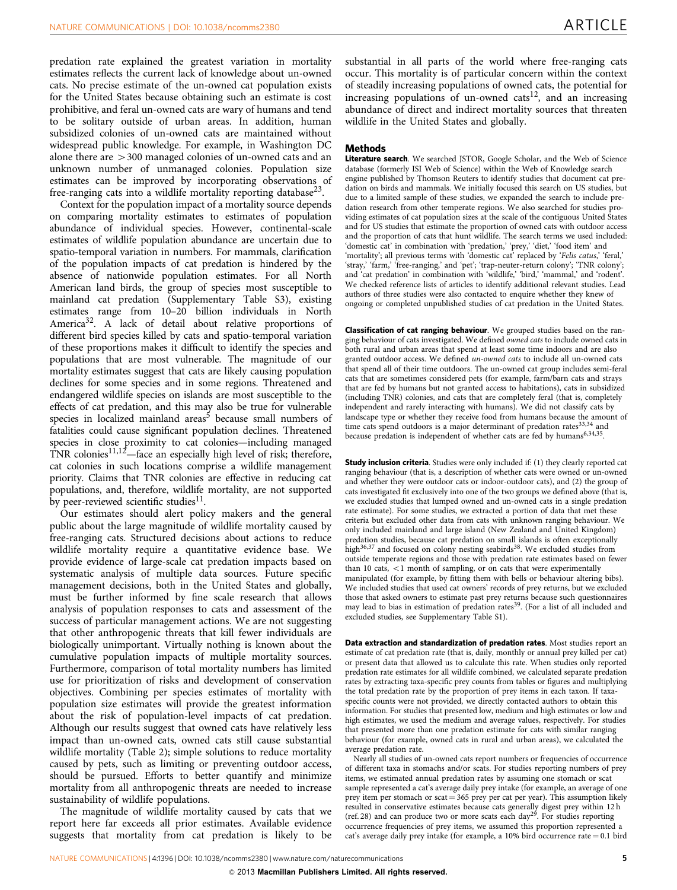predation rate explained the greatest variation in mortality estimates reflects the current lack of knowledge about un-owned cats. No precise estimate of the un-owned cat population exists for the United States because obtaining such an estimate is cost prohibitive, and feral un-owned cats are wary of humans and tend to be solitary outside of urban areas. In addition, human subsidized colonies of un-owned cats are maintained without widespread public knowledge. For example, in Washington DC alone there are >300 managed colonies of un-owned cats and an unknown number of unmanaged colonies. Population size estimates can be improved by incorporating observations of free-ranging cats into a wildlife mortality reporting database[23].

Context for the population impact of a mortality source depends on comparing mortality estimates to estimates of population abundance of individual species. However, continental-scale estimates of wildlife population abundance are uncertain due to spatio-temporal variation in numbers. For mammals, clarification of the population impacts of cat predation is hindered by the absence of nationwide population estimates. For all North American land birds, the group of species most susceptible to mainland cat predation (Supplementary Table S3), existing estimates range from 10–20 billion individuals in North America[32]. A lack of detail about relative proportions of different bird species killed by cats and spatio-temporal variation of these proportions makes it difficult to identify the species and populations that are most vulnerable. The magnitude of our mortality estimates suggest that cats are likely causing population declines for some species and in some regions. Threatened and endangered wildlife species on islands are most susceptible to the effects of cat predation, and this may also be true for vulnerable species in localized mainland areas[5] because small numbers of fatalities could cause significant population declines. Threatened species in close proximity to cat colonies—including managed TNR colonies[11,12]—face an especially high level of risk; therefore, cat colonies in such locations comprise a wildlife management priority. Claims that TNR colonies are effective in reducing cat populations, and, therefore, wildlife mortality, are not supported by peer-reviewed scientific studies[11].

Our estimates should alert policy makers and the general public about the large magnitude of wildlife mortality caused by free-ranging cats. Structured decisions about actions to reduce wildlife mortality require a quantitative evidence base. We provide evidence of large-scale cat predation impacts based on systematic analysis of multiple data sources. Future specific management decisions, both in the United States and globally, must be further informed by fine scale research that allows analysis of population responses to cats and assessment of the success of particular management actions. We are not suggesting that other anthropogenic threats that kill fewer individuals are biologically unimportant. Virtually nothing is known about the cumulative population impacts of multiple mortality sources. Furthermore, comparison of total mortality numbers has limited use for prioritization of risks and development of conservation objectives. Combining per species estimates of mortality with population size estimates will provide the greatest information about the risk of population-level impacts of cat predation. Although our results suggest that owned cats have relatively less impact than un-owned cats, owned cats still cause substantial wildlife mortality (Table 2); simple solutions to reduce mortality caused by pets, such as limiting or preventing outdoor access, should be pursued. Efforts to better quantify and minimize mortality from all anthropogenic threats are needed to increase sustainability of wildlife populations.

The magnitude of wildlife mortality caused by cats that we report here far exceeds all prior estimates. Available evidence suggests that mortality from cat predation is likely to be substantial in all parts of the world where free-ranging cats occur. This mortality is of particular concern within the context of steadily increasing populations of owned cats, the potential for increasing populations of un-owned cats[12], and an increasing abundance of direct and indirect mortality sources that threaten wildlife in the United States and globally.

## Methods

**Literature search**. We searched JSTOR, Google Scholar, and the Web of Science database (formerly ISI Web of Science) within the Web of Knowledge search engine published by Thomson Reuters to identify studies that document cat predation on birds and mammals. We initially focused this search on US studies, but due to a limited sample of these studies, we expanded the search to include predation research from other temperate regions. We also searched for studies providing estimates of cat population sizes at the scale of the contiguous United States and for US studies that estimate the proportion of owned cats with outdoor access and the proportion of cats that hunt wildlife. The search terms we used included: 'domestic cat' in combination with 'predation,' 'prey,' 'diet,' 'food item' and 'mortality'; all previous terms with 'domestic cat' replaced by '*Felis catus*,' 'feral,' 'stray,' 'farm,' 'free-ranging,' and 'pet'; 'trap-neuter-return colony'; 'TNR colony'; and 'cat predation' in combination with 'wildlife,' 'bird,' 'mammal,' and 'rodent'. We checked reference lists of articles to identify additional relevant studies. Lead authors of three studies were also contacted to enquire whether they knew of ongoing or completed unpublished studies of cat predation in the United States.

**Classification of cat ranging behaviour**. We grouped studies based on the ranging behaviour of cats investigated. We defined *owned cats* to include owned cats in both rural and urban areas that spend at least some time indoors and are also granted outdoor access. We defined *un-owned cats* to include all un-owned cats that spend all of their time outdoors. The un-owned cat group includes semi-feral cats that are sometimes considered pets (for example, farm/barn cats and strays that are fed by humans but not granted access to habitations), cats in subsidized (including TNR) colonies, and cats that are completely feral (that is, completely independent and rarely interacting with humans). We did not classify cats by landscape type or whether they receive food from humans because the amount of time cats spend outdoors is a major determinant of predation rates[33,34] and because predation is independent of whether cats are fed by humans[6,34,35].

**Study inclusion criteria**. Studies were only included if: (1) they clearly reported cat ranging behaviour (that is, a description of whether cats were owned or un-owned and whether they were outdoor cats or indoor-outdoor cats), and (2) the group of cats investigated fit exclusively into one of the two groups we defined above (that is, we excluded studies that lumped owned and un-owned cats in a single predation rate estimate). For some studies, we extracted a portion of data that met these criteria but excluded other data from cats with unknown ranging behaviour. We only included mainland and large island (New Zealand and United Kingdom) predation studies, because cat predation on small islands is often exceptionally high[36,37] and focused on colony nesting seabirds[38]. We excluded studies from outside temperate regions and those with predation rate estimates based on fewer than 10 cats, <1 month of sampling, or on cats that were experimentally manipulated (for example, by fitting them with bells or behaviour altering bibs). We included studies that used cat owners' records of prey returns, but we excluded those that asked owners to estimate past prey returns because such questionnaires may lead to bias in estimation of predation rates[39]. (For a list of all included and excluded studies, see Supplementary Table S1).

**Data extraction and standardization of predation rates**. Most studies report an estimate of cat predation rate (that is, daily, monthly or annual prey killed per cat) or present data that allowed us to calculate this rate. When studies only reported predation rate estimates for all wildlife combined, we calculated separate predation rates by extracting taxa-specific prey counts from tables or figures and multiplying the total predation rate by the proportion of prey items in each taxon. If taxa-specific counts were not provided, we directly contacted authors to obtain this information. For studies that presented low, medium and high estimates or low and high estimates, we used the medium and average values, respectively. For studies that presented more than one predation estimate for cats with similar ranging behaviour (for example, owned cats in rural and urban areas), we calculated the average predation rate.

Nearly all studies of un-owned cats report numbers or frequencies of occurrence of different taxa in stomachs and/or scats. For studies reporting numbers of prey items, we estimated annual predation rates by assuming one stomach or scat sample represented a cat's average daily prey intake (for example, an average of one prey item per stomach or scat = 365 prey per cat per year). This assumption likely resulted in conservative estimates because cats generally digest prey within 12 h (ref. 28) and can produce two or more scats each day[29]. For studies reporting occurrence frequencies of prey items, we assumed this proportion represented a cat's average daily prey intake (for example, a 10% bird occurrence rate = 0.1 bird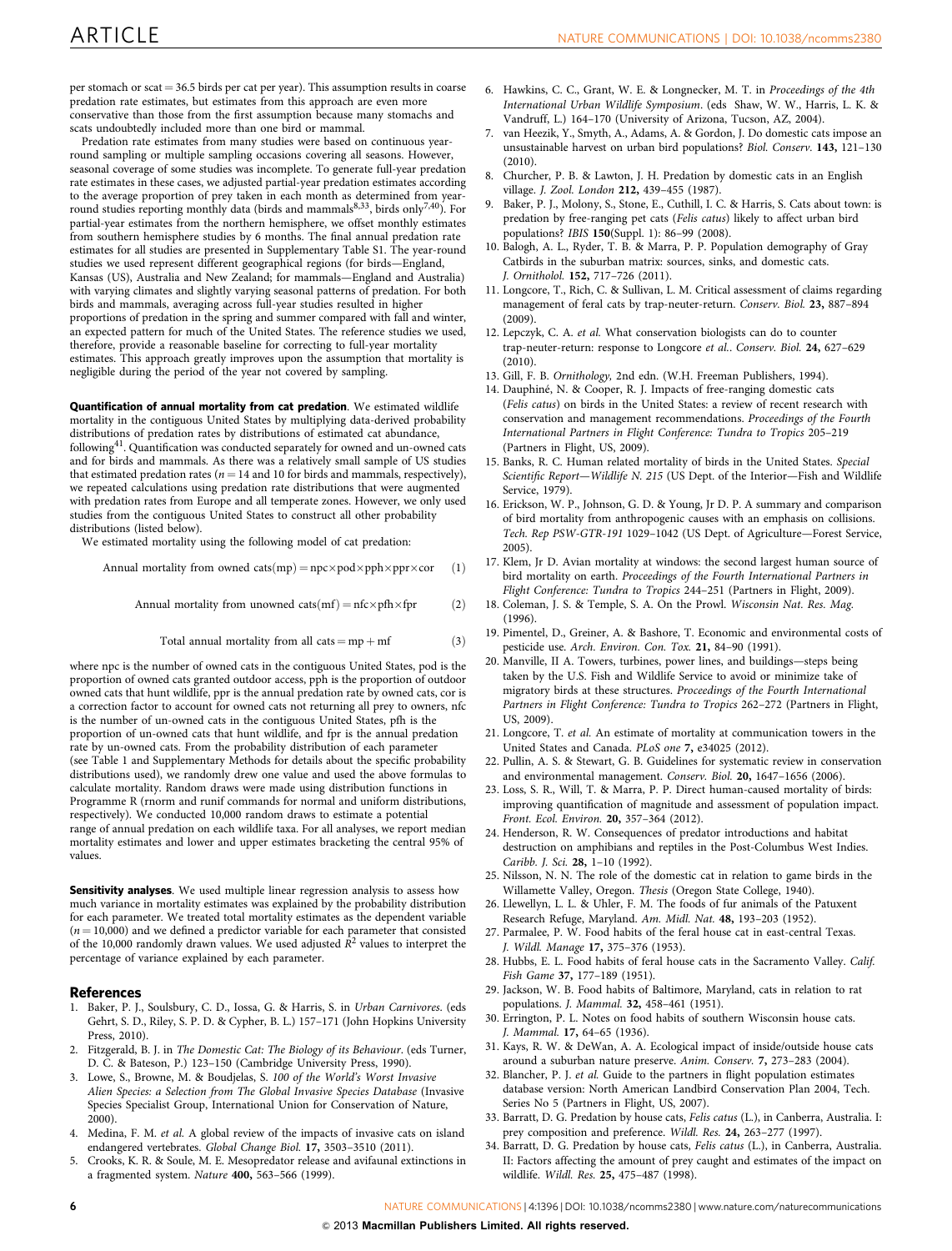per stomach or scat = 36.5 birds per cat per year). This assumption results in coarse predation rate estimates, but estimates from this approach are even more conservative than those from the first assumption because many stomachs and scats undoubtedly included more than one bird or mammal.

Predation rate estimates from many studies were based on continuous year-round sampling or multiple sampling occasions covering all seasons. However, seasonal coverage of some studies was incomplete. To generate full-year predation rate estimates in these cases, we adjusted partial-year predation estimates according to the average proportion of prey taken in each month as determined from year-round studies reporting monthly data (birds and mammals[8,33], birds only[7,40]). For partial-year estimates from the northern hemisphere, we offset monthly estimates from southern hemisphere studies by 6 months. The final annual predation rate estimates for all studies are presented in Supplementary Table S1. The year-round studies we used represent different geographical regions (for birds—England, Kansas (US), Australia and New Zealand; for mammals—England and Australia) with varying climates and slightly varying seasonal patterns of predation. For both birds and mammals, averaging across full-year studies resulted in higher proportions of predation in the spring and summer compared with fall and winter, an expected pattern for much of the United States. The reference studies we used, therefore, provide a reasonable baseline for correcting to full-year mortality estimates. This approach greatly improves upon the assumption that mortality is negligible during the period of the year not covered by sampling.

**Quantification of annual mortality from cat predation**. We estimated wildlife mortality in the contiguous United States by multiplying data-derived probability distributions of predation rates by distributions of estimated cat abundance, following[41]. Quantification was conducted separately for owned and un-owned cats and for birds and mammals. As there was a relatively small sample of US studies that estimated predation rates ($n = 14$ and 10 for birds and mammals, respectively), we repeated calculations using predation rate distributions that were augmented with predation rates from Europe and all temperate zones. However, we only used studies from the contiguous United States to construct all other probability distributions (listed below).

We estimated mortality using the following model of cat predation:

$$\text{Annual mortality from owned cats(mp)} = \text{npc} \times \text{pod} \times \text{pph} \times \text{ppr} \times \text{cor} \quad (1)$$

$$\text{Annual mortality from unowned cats(mf)} = \text{nfc} \times \text{pfh} \times \text{fpr} \quad (2)$$

$$\text{Total annual mortality from all cats} = \text{mp} + \text{mf} \quad (3)$$

where npc is the number of owned cats in the contiguous United States, pod is the proportion of owned cats granted outdoor access, pph is the proportion of outdoor owned cats that hunt wildlife, ppr is the annual predation rate by owned cats, cor is a correction factor to account for owned cats not returning all prey to owners, nfc is the number of un-owned cats in the contiguous United States, pfh is the proportion of un-owned cats that hunt wildlife, and fpr is the annual predation rate by un-owned cats. From the probability distribution of each parameter (see Table 1 and Supplementary Methods for details about the specific probability distributions used), we randomly drew one value and used the above formulas to calculate mortality. Random draws were made using distribution functions in Programme R (rnorm and runif commands for normal and uniform distributions, respectively). We conducted 10,000 random draws to estimate a potential range of annual predation on each wildlife taxa. For all analyses, we report median mortality estimates and lower and upper estimates bracketing the central 95% of values.

**Sensitivity analyses**. We used multiple linear regression analysis to assess how much variance in mortality estimates was explained by the probability distribution for each parameter. We treated total mortality estimates as the dependent variable ($n = 10,000$) and we defined a predictor variable for each parameter that consisted of the 10,000 randomly drawn values. We used adjusted $R^2$ values to interpret the percentage of variance explained by each parameter.

## References

1. Baker, P. J., Soulsbury, C. D., Iossa, G. & Harris, S. in *Urban Carnivores*. (eds Gehrt, S. D., Riley, S. P. D. & Cypher, B. L.) 157–171 (John Hopkins University Press, 2010).
2. Fitzgerald, B. J. in *The Domestic Cat: The Biology of its Behaviour*. (eds Turner, D. C. & Bateson, P.) 123–150 (Cambridge University Press, 1990).
3. Lowe, S., Browne, M. & Boudjelas, S. *100 of the World's Worst Invasive Alien Species: a Selection from The Global Invasive Species Database* (Invasive Species Specialist Group, International Union for Conservation of Nature, 2000).
4. Medina, F. M. *et al.* A global review of the impacts of invasive cats on island endangered vertebrates. *Global Change Biol.* **17,** 3503–3510 (2011).
5. Crooks, K. R. & Soule, M. E. Mesopredator release and avifaunal extinctions in a fragmented system. *Nature* **400,** 563–566 (1999).
6. Hawkins, C. C., Grant, W. E. & Longnecker, M. T. in *Proceedings of the 4th International Urban Wildlife Symposium*. (eds Shaw, W. W., Harris, L. K. & Vandruff, L.) 164–170 (University of Arizona, Tucson, AZ, 2004).
7. van Heezik, Y., Smyth, A., Adams, A. & Gordon, J. Do domestic cats impose an unsustainable harvest on urban bird populations? *Biol. Conserv.* **143,** 121–130 (2010).
8. Churcher, P. B. & Lawton, J. H. Predation by domestic cats in an English village. *J. Zool. London* **212,** 439–455 (1987).
9. Baker, P. J., Molony, S., Stone, E., Cuthill, I. C. & Harris, S. Cats about town: is predation by free-ranging pet cats (*Felis catus*) likely to affect urban bird populations? *IBIS* **150**(Suppl. 1): 86–99 (2008).
10. Balogh, A. L., Ryder, T. B. & Marra, P. P. Population demography of Gray Catbirds in the suburban matrix: sources, sinks, and domestic cats. *J. Ornitholol.* **152,** 717–726 (2011).
11. Longcore, T., Rich, C. & Sullivan, L. M. Critical assessment of claims regarding management of feral cats by trap-neuter-return. *Conserv. Biol.* **23,** 887–894 (2009).
12. Lepczyk, C. A. *et al.* What conservation biologists can do to counter trap-neuter-return: response to Longcore *et al.*. *Conserv. Biol.* **24,** 627–629 (2010).
13. Gill, F. B. *Ornithology,* 2nd edn. (W.H. Freeman Publishers, 1994).
14. Dauphiné, N. & Cooper, R. J. Impacts of free-ranging domestic cats (*Felis catus*) on birds in the United States: a review of recent research with conservation and management recommendations. *Proceedings of the Fourth International Partners in Flight Conference: Tundra to Tropics* 205–219 (Partners in Flight, US, 2009).
15. Banks, R. C. Human related mortality of birds in the United States. *Special Scientific Report—Wildlife N. 215* (US Dept. of the Interior—Fish and Wildlife Service, 1979).
16. Erickson, W. P., Johnson, G. D. & Young, Jr D. P. A summary and comparison of bird mortality from anthropogenic causes with an emphasis on collisions. *Tech. Rep PSW-GTR-191* 1029–1042 (US Dept. of Agriculture—Forest Service, 2005).
17. Klem, Jr D. Avian mortality at windows: the second largest human source of bird mortality on earth. *Proceedings of the Fourth International Partners in Flight Conference: Tundra to Tropics* 244–251 (Partners in Flight, 2009).
18. Coleman, J. S. & Temple, S. A. On the Prowl. *Wisconsin Nat. Res. Mag.* (1996).
19. Pimentel, D., Greiner, A. & Bashore, T. Economic and environmental costs of pesticide use. *Arch. Environ. Con. Tox.* **21,** 84–90 (1991).
20. Manville, II A. Towers, turbines, power lines, and buildings—steps being taken by the U.S. Fish and Wildlife Service to avoid or minimize take of migratory birds at these structures. *Proceedings of the Fourth International Partners in Flight Conference: Tundra to Tropics* 262–272 (Partners in Flight, US, 2009).
21. Longcore, T. *et al.* An estimate of mortality at communication towers in the United States and Canada. *PLoS one* **7,** e34025 (2012).
22. Pullin, A. S. & Stewart, G. B. Guidelines for systematic review in conservation and environmental management. *Conserv. Biol.* **20,** 1647–1656 (2006).
23. Loss, S. R., Will, T. & Marra, P. P. Direct human-caused mortality of birds: improving quantification of magnitude and assessment of population impact. *Front. Ecol. Environ.* **20,** 357–364 (2012).
24. Henderson, R. W. Consequences of predator introductions and habitat destruction on amphibians and reptiles in the Post-Columbus West Indies. *Caribb. J. Sci.* **28,** 1–10 (1992).
25. Nilsson, N. N. The role of the domestic cat in relation to game birds in the Willamette Valley, Oregon. *Thesis* (Oregon State College, 1940).
26. Llewellyn, L. L. & Uhler, F. M. The foods of fur animals of the Patuxent Research Refuge, Maryland. *Am. Midl. Nat.* **48,** 193–203 (1952).
27. Parmalee, P. W. Food habits of the feral house cat in east-central Texas. *J. Wildl. Manage* **17,** 375–376 (1953).
28. Hubbs, E. L. Food habits of feral house cats in the Sacramento Valley. *Calif. Fish Game* **37,** 177–189 (1951).
29. Jackson, W. B. Food habits of Baltimore, Maryland, cats in relation to rat populations. *J. Mammal.* **32,** 458–461 (1951).
30. Errington, P. L. Notes on food habits of southern Wisconsin house cats. *J. Mammal.* **17,** 64–65 (1936).
31. Kays, R. W. & DeWan, A. A. Ecological impact of inside/outside house cats around a suburban nature preserve. *Anim. Conserv.* **7,** 273–283 (2004).
32. Blancher, P. J. *et al.* Guide to the partners in flight population estimates database version: North American Landbird Conservation Plan 2004, Tech. Series No 5 (Partners in Flight, US, 2007).
33. Barratt, D. G. Predation by house cats, *Felis catus* (L.), in Canberra, Australia. I: prey composition and preference. *Wildl. Res.* **24,** 263–277 (1997).
34. Barratt, D. G. Predation by house cats, *Felis catus* (L.), in Canberra, Australia. II: Factors affecting the amount of prey caught and estimates of the impact on wildlife. *Wildl. Res.* **25,** 475–487 (1998).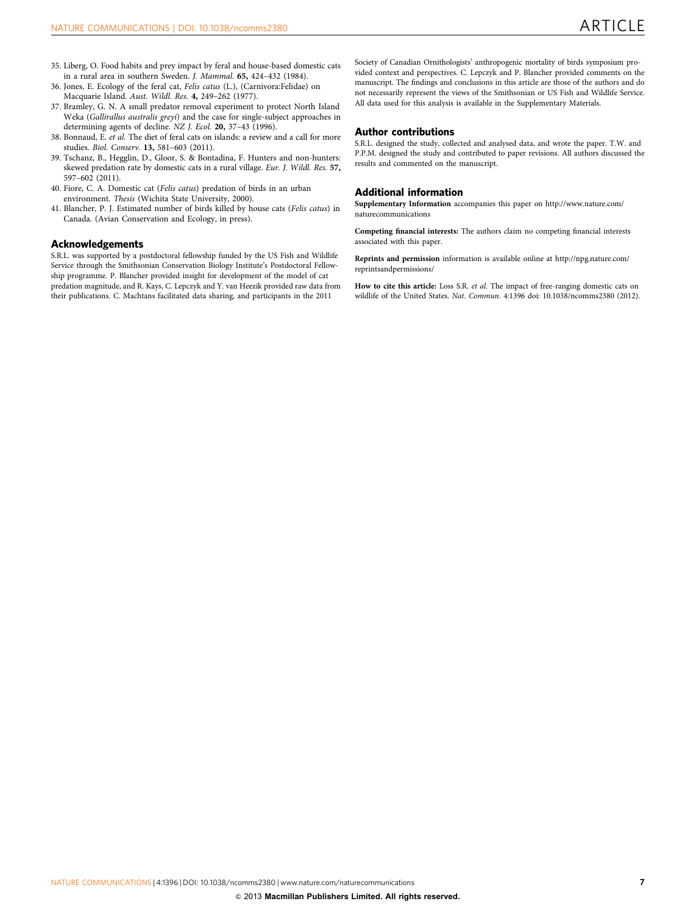35. Liberg, O. Food habits and prey impact by feral and house-based domestic cats in a rural area in southern Sweden. *J. Mammal.* **65,** 424–432 (1984).
36. Jones, E. Ecology of the feral cat, *Felis catus* (L.), (Carnivora:Felidae) on Macquarie Island. *Aust. Wildl. Res.* **4,** 249–262 (1977).
37. Bramley, G. N. A small predator removal experiment to protect North Island Weka (*Gallirallus australis greyi*) and the case for single-subject approaches in determining agents of decline. *NZ J. Ecol.* **20,** 37–43 (1996).
38. Bonnaud, E. *et al.* The diet of feral cats on islands: a review and a call for more studies. *Biol. Conserv.* **13,** 581–603 (2011).
39. Tschanz, B., Hegglin, D., Gloor, S. & Bontadina, F. Hunters and non-hunters: skewed predation rate by domestic cats in a rural village. *Eur. J. Wildl. Res.* **57,** 597–602 (2011).
40. Fiore, C. A. Domestic cat (*Felis catus*) predation of birds in an urban environment. *Thesis* (Wichita State University, 2000).
41. Blancher, P. J. Estimated number of birds killed by house cats (*Felis catus*) in Canada. (Avian Conservation and Ecology, in press).

## Acknowledgements

S.R.L. was supported by a postdoctoral fellowship funded by the US Fish and Wildlife Service through the Smithsonian Conservation Biology Institute's Postdoctoral Fellowship programme. P. Blancher provided insight for development of the model of cat predation magnitude, and R. Kays, C. Lepczyk and Y. van Heezik provided raw data from their publications. C. Machtans facilitated data sharing, and participants in the 2011 Society of Canadian Ornithologists' anthropogenic mortality of birds symposium provided context and perspectives. C. Lepczyk and P. Blancher provided comments on the manuscript. The findings and conclusions in this article are those of the authors and do not necessarily represent the views of the Smithsonian or US Fish and Wildlife Service. All data used for this analysis is available in the Supplementary Materials.

## Author contributions

S.R.L. designed the study, collected and analysed data, and wrote the paper. T.W. and P.P.M. designed the study and contributed to paper revisions. All authors discussed the results and commented on the manuscript.

## Additional information

**Supplementary Information** accompanies this paper on http://www.nature.com/naturecommunications

**Competing financial interests:** The authors claim no competing financial interests associated with this paper.

**Reprints and permission** information is available online at http://npg.nature.com/reprintsandpermissions/

**How to cite this article:** Loss S.R. *et al.* The impact of free-ranging domestic cats on wildlife of the United States. *Nat. Commun.* 4:1396 doi: 10.1038/ncomms2380 (2012).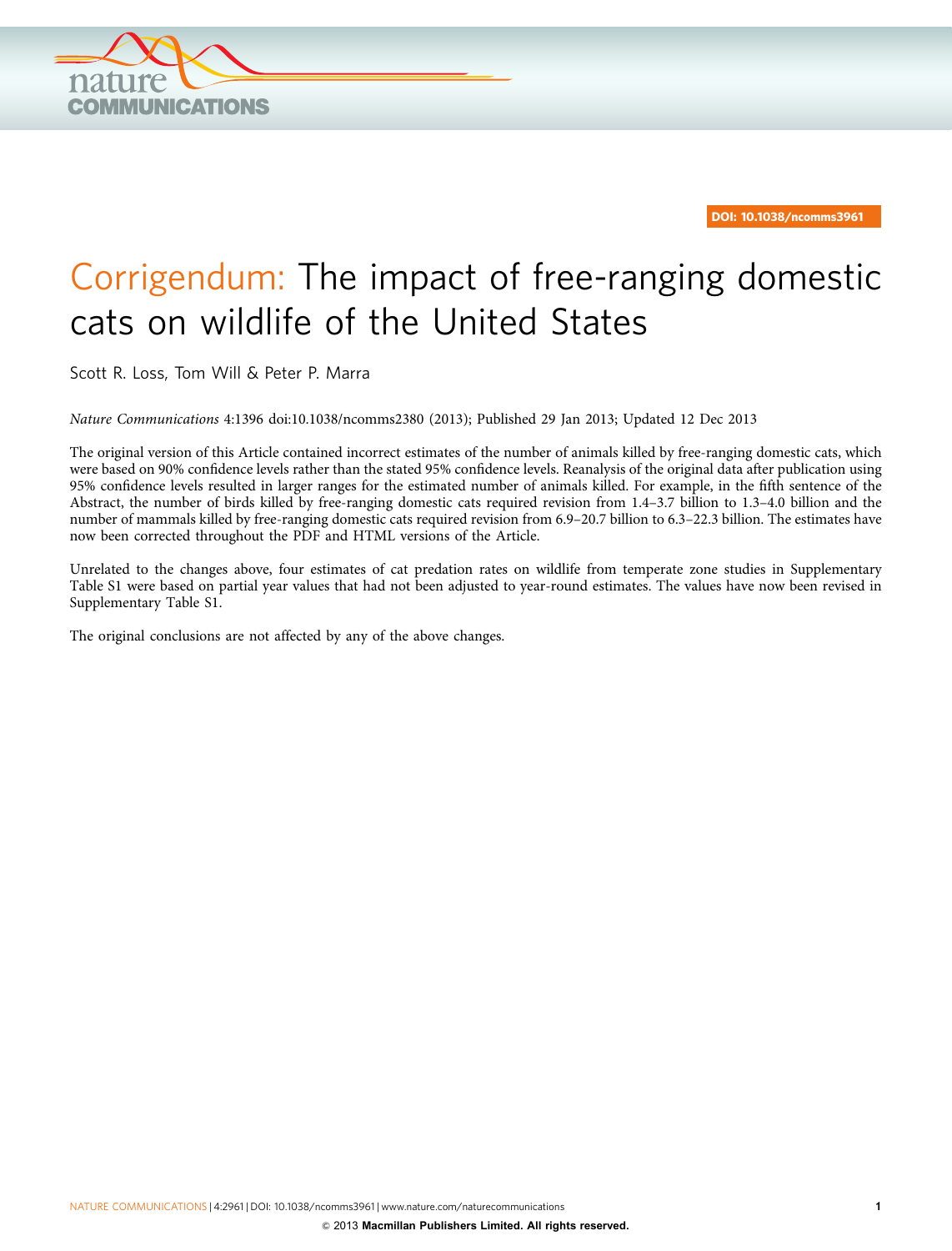DOI: 10.1038/ncomms3961

# Corrigendum: The impact of free-ranging domestic cats on wildlife of the United States

Scott R. Loss, Tom Will & Peter P. Marra

*Nature Communications* 4:1396 doi:10.1038/ncomms2380 (2013); Published 29 Jan 2013; Updated 12 Dec 2013

The original version of this Article contained incorrect estimates of the number of animals killed by free-ranging domestic cats, which were based on 90% confidence levels rather than the stated 95% confidence levels. Reanalysis of the original data after publication using 95% confidence levels resulted in larger ranges for the estimated number of animals killed. For example, in the fifth sentence of the Abstract, the number of birds killed by free-ranging domestic cats required revision from 1.4–3.7 billion to 1.3–4.0 billion and the number of mammals killed by free-ranging domestic cats required revision from 6.9–20.7 billion to 6.3–22.3 billion. The estimates have now been corrected throughout the PDF and HTML versions of the Article.

Unrelated to the changes above, four estimates of cat predation rates on wildlife from temperate zone studies in Supplementary Table S1 were based on partial year values that had not been adjusted to year-round estimates. The values have now been revised in Supplementary Table S1.

The original conclusions are not affected by any of the above changes.